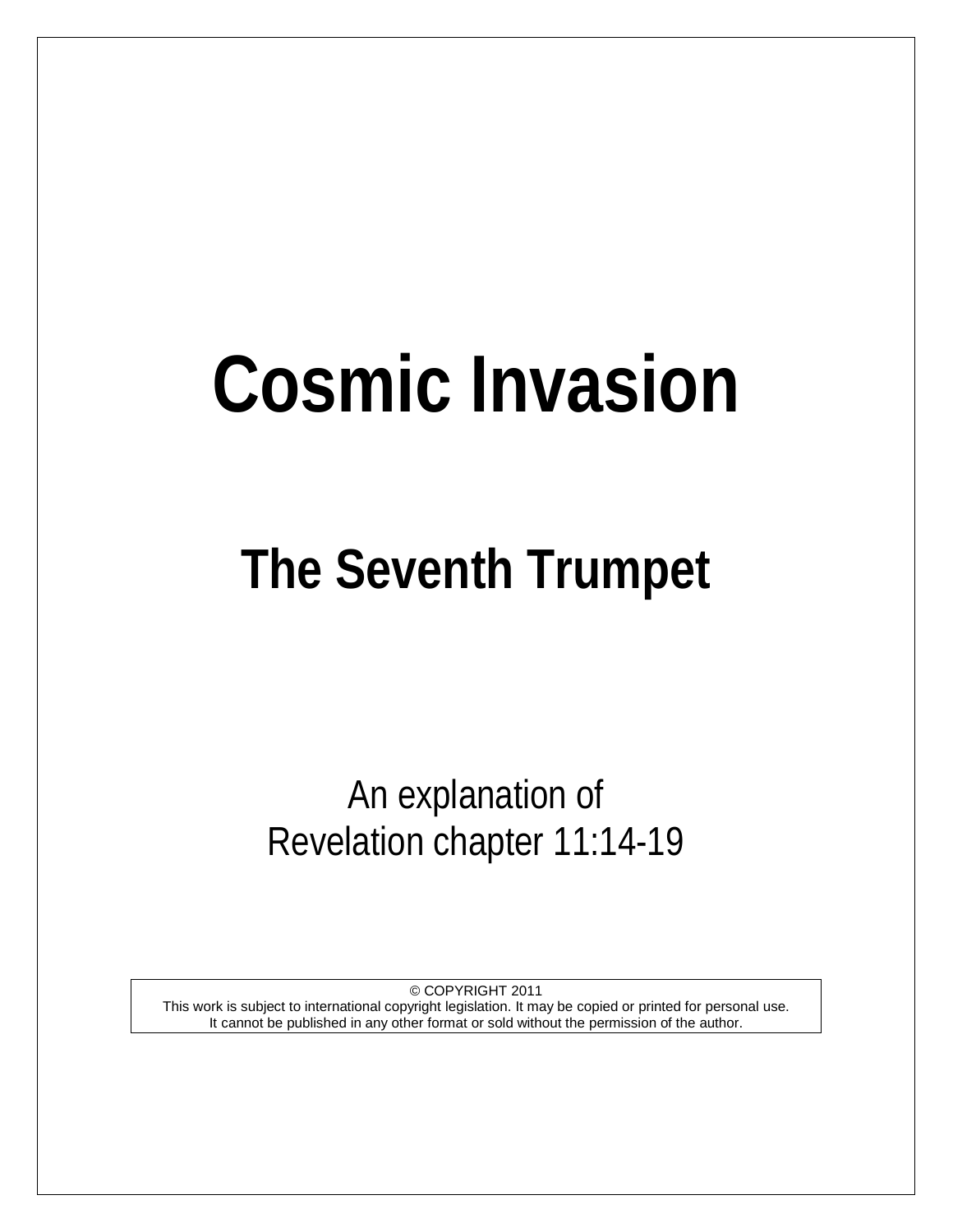# Cosmic Invasion

## The Seventh Trumpet

An explanation of
Revelation chapter 11:14-19

© COPYRIGHT 2011
This work is subject to international copyright legislation. It may be copied or printed for personal use.
It cannot be published in any other format or sold without the permission of the author.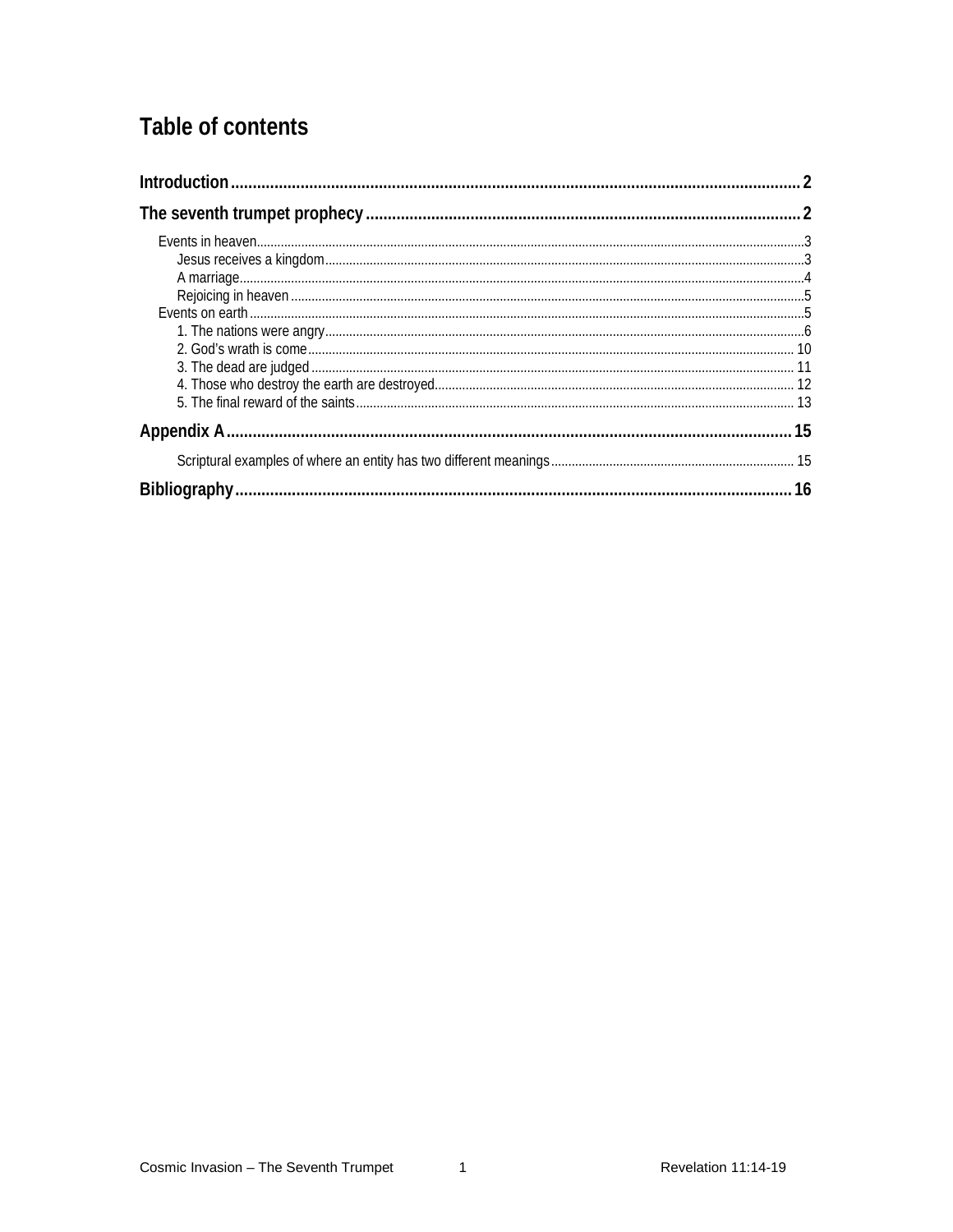# Table of contents

**Introduction** .................................................. **2**

**The seventh trumpet prophecy** .................................................. **2**

- Events in heaven .................................................. 3
  - Jesus receives a kingdom .................................................. 3
  - A marriage .................................................. 4
  - Rejoicing in heaven .................................................. 5
- Events on earth .................................................. 5
  - 1. The nations were angry .................................................. 6
  - 2. God's wrath is come .................................................. 10
  - 3. The dead are judged .................................................. 11
  - 4. Those who destroy the earth are destroyed .................................................. 12
  - 5. The final reward of the saints .................................................. 13

**Appendix A** .................................................. **15**

- Scriptural examples of where an entity has two different meanings .................................................. 15

**Bibliography** .................................................. **16**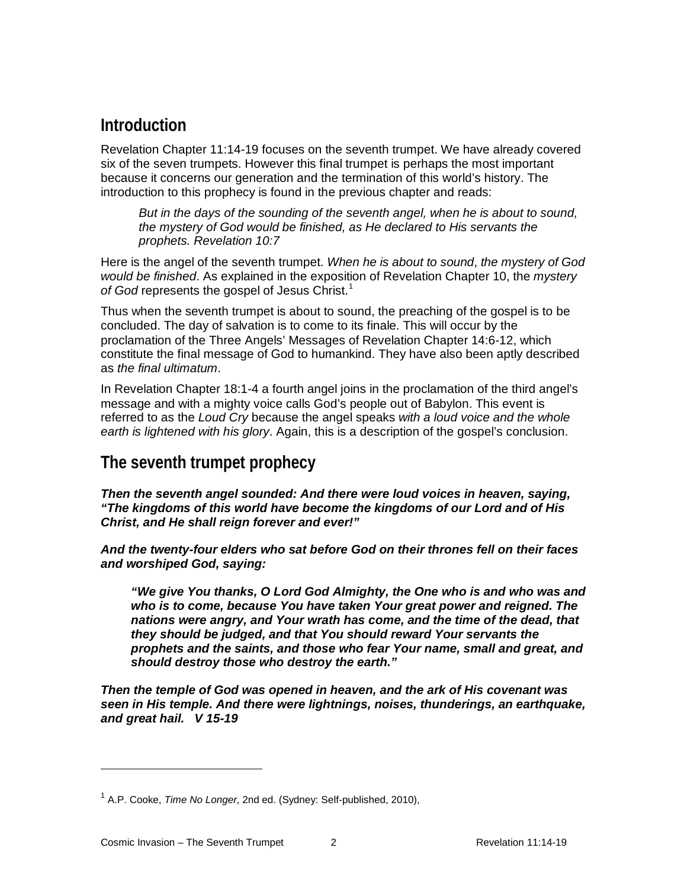## Introduction

Revelation Chapter 11:14-19 focuses on the seventh trumpet. We have already covered six of the seven trumpets. However this final trumpet is perhaps the most important because it concerns our generation and the termination of this world's history. The introduction to this prophecy is found in the previous chapter and reads:

> *But in the days of the sounding of the seventh angel, when he is about to sound, the mystery of God would be finished, as He declared to His servants the prophets. Revelation 10:7*

Here is the angel of the seventh trumpet. *When he is about to sound*, *the mystery of God would be finished*. As explained in the exposition of Revelation Chapter 10, the *mystery of God* represents the gospel of Jesus Christ.[1]

Thus when the seventh trumpet is about to sound, the preaching of the gospel is to be concluded. The day of salvation is to come to its finale. This will occur by the proclamation of the Three Angels' Messages of Revelation Chapter 14:6-12, which constitute the final message of God to humankind. They have also been aptly described as *the final ultimatum*.

In Revelation Chapter 18:1-4 a fourth angel joins in the proclamation of the third angel's message and with a mighty voice calls God's people out of Babylon. This event is referred to as the *Loud Cry* because the angel speaks *with a loud voice and the whole earth is lightened with his glory*. Again, this is a description of the gospel's conclusion.

## The seventh trumpet prophecy

***Then the seventh angel sounded: And there were loud voices in heaven, saying, "The kingdoms of this world have become the kingdoms of our Lord and of His Christ, and He shall reign forever and ever!"***

***And the twenty-four elders who sat before God on their thrones fell on their faces and worshiped God, saying:***

> ***"We give You thanks, O Lord God Almighty, the One who is and who was and who is to come, because You have taken Your great power and reigned. The nations were angry, and Your wrath has come, and the time of the dead, that they should be judged, and that You should reward Your servants the prophets and the saints, and those who fear Your name, small and great, and should destroy those who destroy the earth."***

***Then the temple of God was opened in heaven, and the ark of His covenant was seen in His temple. And there were lightnings, noises, thunderings, an earthquake, and great hail. V 15-19***

---

[1] A.P. Cooke, *Time No Longer*, 2nd ed. (Sydney: Self-published, 2010),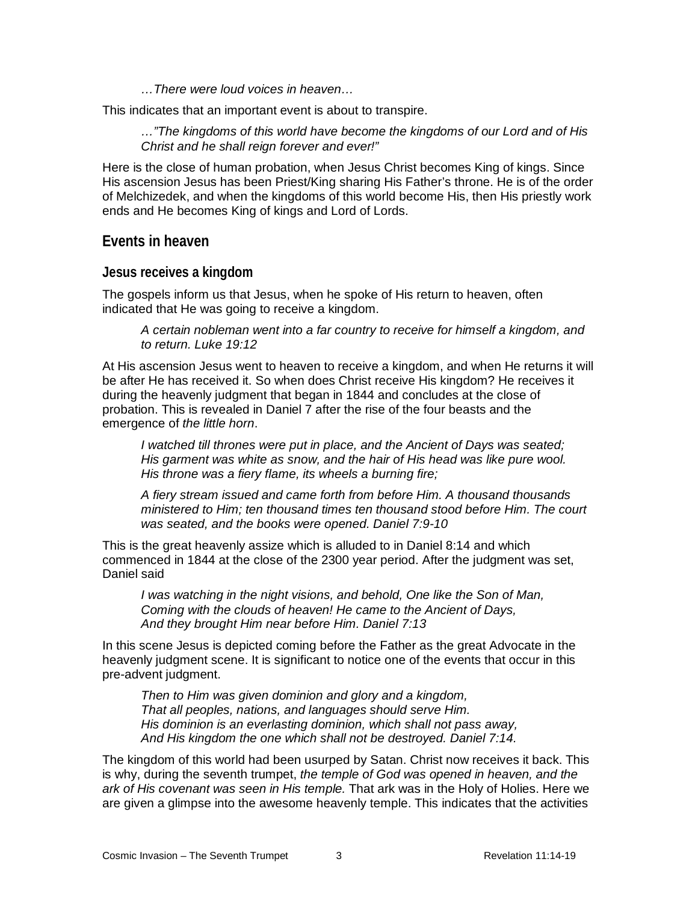*…There were loud voices in heaven…*

This indicates that an important event is about to transpire.

*…"The kingdoms of this world have become the kingdoms of our Lord and of His Christ and he shall reign forever and ever!"*

Here is the close of human probation, when Jesus Christ becomes King of kings. Since His ascension Jesus has been Priest/King sharing His Father's throne. He is of the order of Melchizedek, and when the kingdoms of this world become His, then His priestly work ends and He becomes King of kings and Lord of Lords.

## Events in heaven

### Jesus receives a kingdom

The gospels inform us that Jesus, when he spoke of His return to heaven, often indicated that He was going to receive a kingdom.

*A certain nobleman went into a far country to receive for himself a kingdom, and to return. Luke 19:12*

At His ascension Jesus went to heaven to receive a kingdom, and when He returns it will be after He has received it. So when does Christ receive His kingdom? He receives it during the heavenly judgment that began in 1844 and concludes at the close of probation. This is revealed in Daniel 7 after the rise of the four beasts and the emergence of *the little horn*.

*I watched till thrones were put in place, and the Ancient of Days was seated; His garment was white as snow, and the hair of His head was like pure wool. His throne was a fiery flame, its wheels a burning fire;*

*A fiery stream issued and came forth from before Him. A thousand thousands ministered to Him; ten thousand times ten thousand stood before Him. The court was seated, and the books were opened. Daniel 7:9-10*

This is the great heavenly assize which is alluded to in Daniel 8:14 and which commenced in 1844 at the close of the 2300 year period. After the judgment was set, Daniel said

*I was watching in the night visions, and behold, One like the Son of Man,*
*Coming with the clouds of heaven! He came to the Ancient of Days,*
*And they brought Him near before Him. Daniel 7:13*

In this scene Jesus is depicted coming before the Father as the great Advocate in the heavenly judgment scene. It is significant to notice one of the events that occur in this pre-advent judgment.

*Then to Him was given dominion and glory and a kingdom,*
*That all peoples, nations, and languages should serve Him.*
*His dominion is an everlasting dominion, which shall not pass away,*
*And His kingdom the one which shall not be destroyed. Daniel 7:14.*

The kingdom of this world had been usurped by Satan. Christ now receives it back. This is why, during the seventh trumpet, *the temple of God was opened in heaven, and the ark of His covenant was seen in His temple.* That ark was in the Holy of Holies. Here we are given a glimpse into the awesome heavenly temple. This indicates that the activities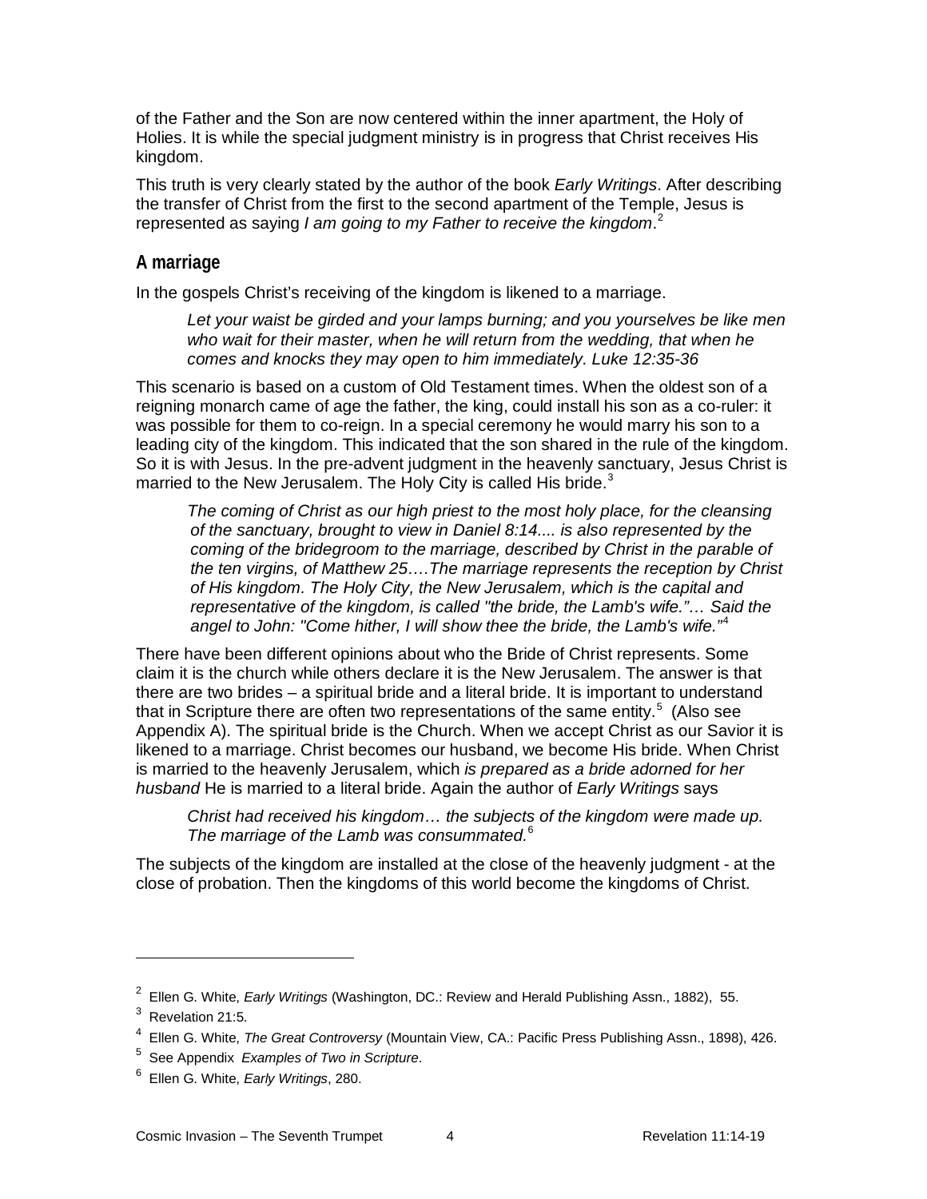of the Father and the Son are now centered within the inner apartment, the Holy of Holies. It is while the special judgment ministry is in progress that Christ receives His kingdom.

This truth is very clearly stated by the author of the book *Early Writings*. After describing the transfer of Christ from the first to the second apartment of the Temple, Jesus is represented as saying *I am going to my Father to receive the kingdom*.[2]

## A marriage

In the gospels Christ's receiving of the kingdom is likened to a marriage.

> *Let your waist be girded and your lamps burning; and you yourselves be like men who wait for their master, when he will return from the wedding, that when he comes and knocks they may open to him immediately. Luke 12:35-36*

This scenario is based on a custom of Old Testament times. When the oldest son of a reigning monarch came of age the father, the king, could install his son as a co-ruler: it was possible for them to co-reign. In a special ceremony he would marry his son to a leading city of the kingdom. This indicated that the son shared in the rule of the kingdom. So it is with Jesus. In the pre-advent judgment in the heavenly sanctuary, Jesus Christ is married to the New Jerusalem. The Holy City is called His bride.[3]

> *The coming of Christ as our high priest to the most holy place, for the cleansing of the sanctuary, brought to view in Daniel 8:14.... is also represented by the coming of the bridegroom to the marriage, described by Christ in the parable of the ten virgins, of Matthew 25….The marriage represents the reception by Christ of His kingdom. The Holy City, the New Jerusalem, which is the capital and representative of the kingdom, is called "the bride, the Lamb's wife."… Said the angel to John: "Come hither, I will show thee the bride, the Lamb's wife."*[4]

There have been different opinions about who the Bride of Christ represents. Some claim it is the church while others declare it is the New Jerusalem. The answer is that there are two brides – a spiritual bride and a literal bride. It is important to understand that in Scripture there are often two representations of the same entity.[5] (Also see Appendix A). The spiritual bride is the Church. When we accept Christ as our Savior it is likened to a marriage. Christ becomes our husband, we become His bride. When Christ is married to the heavenly Jerusalem, which *is prepared as a bride adorned for her husband* He is married to a literal bride. Again the author of *Early Writings* says

> *Christ had received his kingdom… the subjects of the kingdom were made up. The marriage of the Lamb was consummated.*[6]

The subjects of the kingdom are installed at the close of the heavenly judgment - at the close of probation. Then the kingdoms of this world become the kingdoms of Christ.

---

[2] Ellen G. White, *Early Writings* (Washington, DC.: Review and Herald Publishing Assn., 1882), 55.

[3] Revelation 21:5.

[4] Ellen G. White, *The Great Controversy* (Mountain View, CA.: Pacific Press Publishing Assn., 1898), 426.

[5] See Appendix *Examples of Two in Scripture*.

[6] Ellen G. White, *Early Writings*, 280.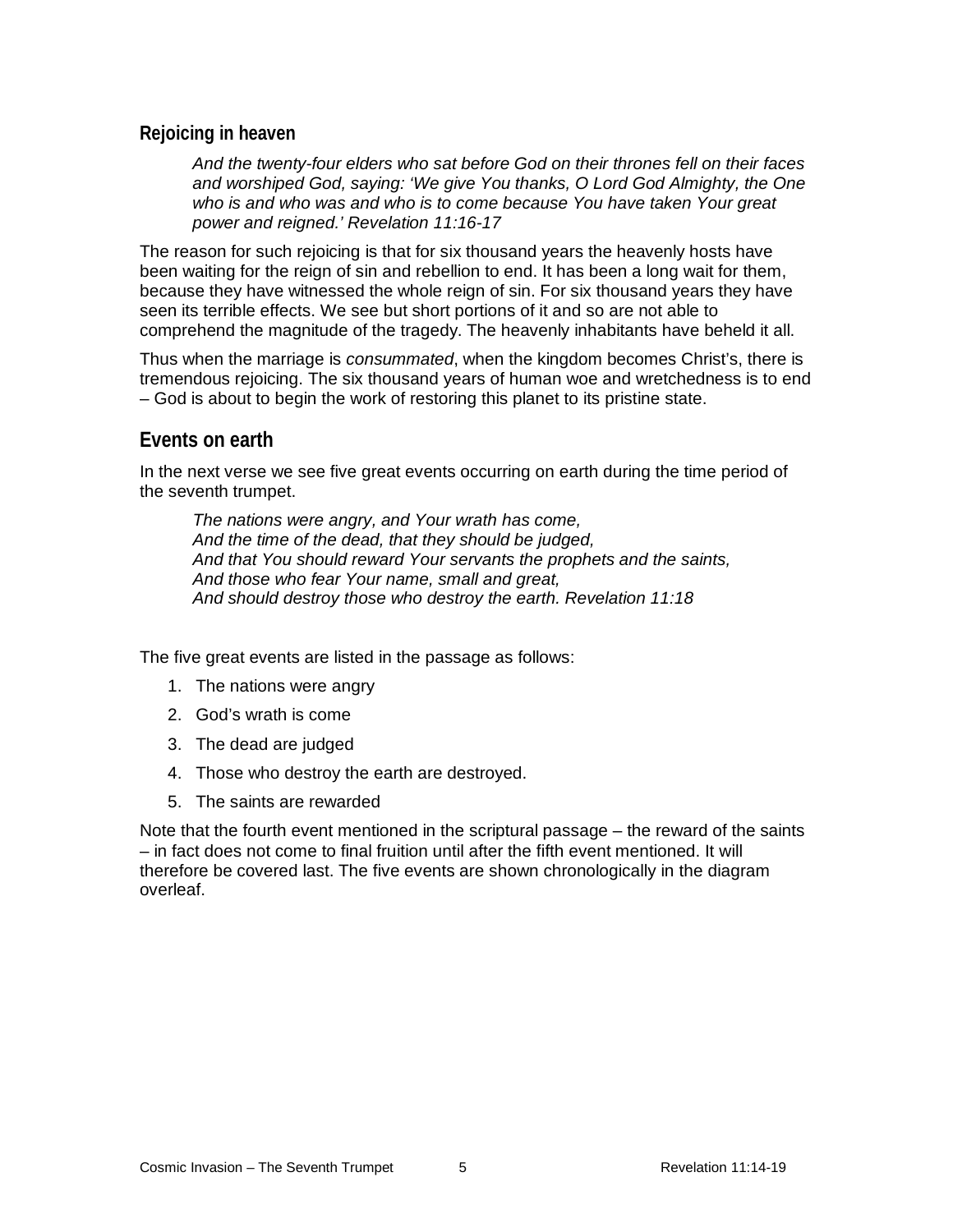### Rejoicing in heaven

> *And the twenty-four elders who sat before God on their thrones fell on their faces and worshiped God, saying: 'We give You thanks, O Lord God Almighty, the One who is and who was and who is to come because You have taken Your great power and reigned.' Revelation 11:16-17*

The reason for such rejoicing is that for six thousand years the heavenly hosts have been waiting for the reign of sin and rebellion to end. It has been a long wait for them, because they have witnessed the whole reign of sin. For six thousand years they have seen its terrible effects. We see but short portions of it and so are not able to comprehend the magnitude of the tragedy. The heavenly inhabitants have beheld it all.

Thus when the marriage is *consummated*, when the kingdom becomes Christ's, there is tremendous rejoicing. The six thousand years of human woe and wretchedness is to end – God is about to begin the work of restoring this planet to its pristine state.

## Events on earth

In the next verse we see five great events occurring on earth during the time period of the seventh trumpet.

> *The nations were angry, and Your wrath has come,*
> *And the time of the dead, that they should be judged,*
> *And that You should reward Your servants the prophets and the saints,*
> *And those who fear Your name, small and great,*
> *And should destroy those who destroy the earth. Revelation 11:18*

The five great events are listed in the passage as follows:

1. The nations were angry
2. God's wrath is come
3. The dead are judged
4. Those who destroy the earth are destroyed.
5. The saints are rewarded

Note that the fourth event mentioned in the scriptural passage – the reward of the saints – in fact does not come to final fruition until after the fifth event mentioned. It will therefore be covered last. The five events are shown chronologically in the diagram overleaf.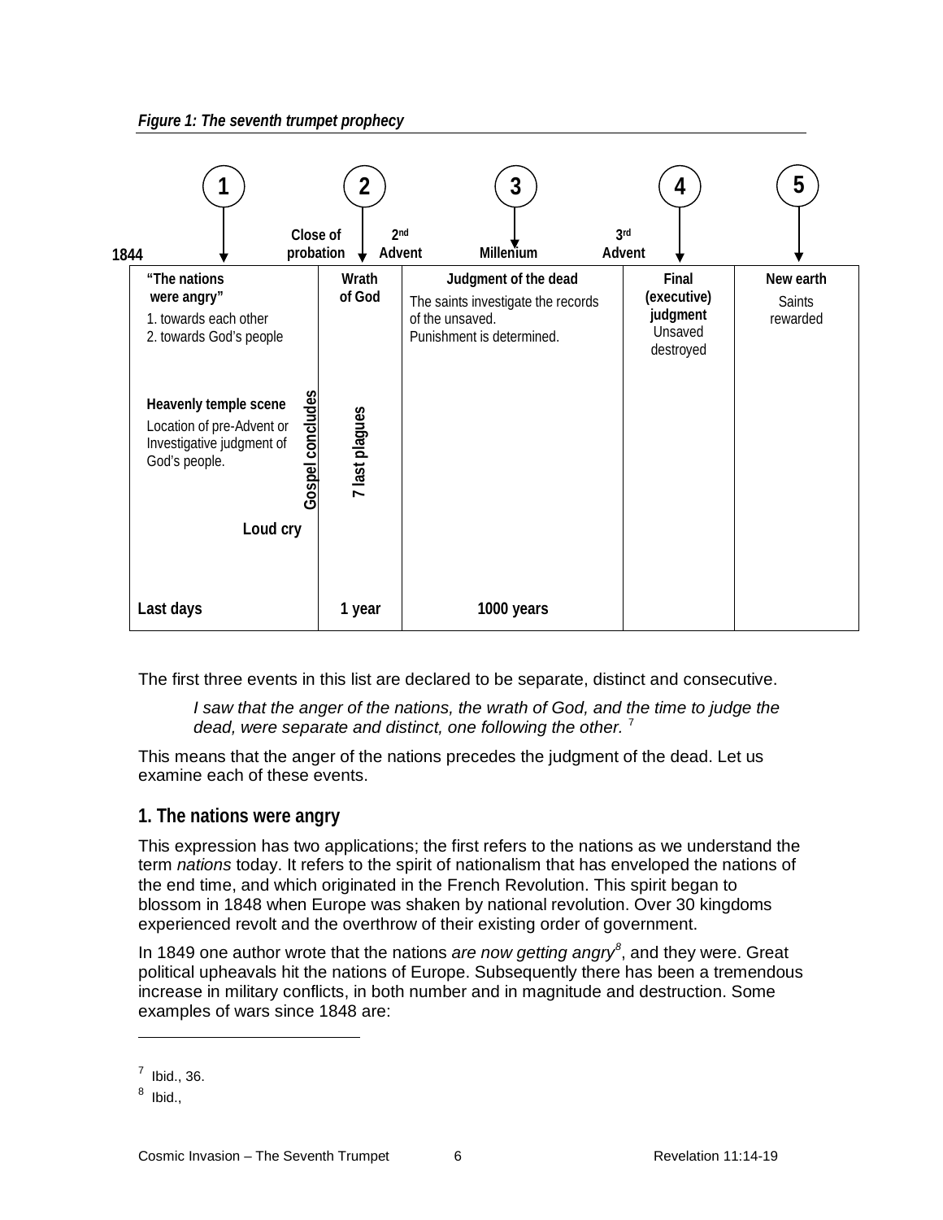*Figure 1: The seventh trumpet prophecy*

| 1 | 2 | 3 | 4 | 5 |
|---|---|---|---|---|
| 1844 | Close of probation / 2nd Advent | Millenium | 3rd Advent | |
| **"The nations were angry"** 1. towards each other 2. towards God's people **Heavenly temple scene** Location of pre-Advent or Investigative judgment of God's people. **Gospel concludes** **Loud cry** | **Wrath of God** **7 last plagues** | **Judgment of the dead** The saints investigate the records of the unsaved. Punishment is determined. | **Final (executive) judgment** Unsaved destroyed | **New earth** Saints rewarded |
| **Last days** | **1 year** | **1000 years** | | |

The first three events in this list are declared to be separate, distinct and consecutive.

> *I saw that the anger of the nations, the wrath of God, and the time to judge the dead, were separate and distinct, one following the other.* [7]

This means that the anger of the nations precedes the judgment of the dead. Let us examine each of these events.

## 1. The nations were angry

This expression has two applications; the first refers to the nations as we understand the term *nations* today. It refers to the spirit of nationalism that has enveloped the nations of the end time, and which originated in the French Revolution. This spirit began to blossom in 1848 when Europe was shaken by national revolution. Over 30 kingdoms experienced revolt and the overthrow of their existing order of government.

In 1849 one author wrote that the nations *are now getting angry*[8], and they were. Great political upheavals hit the nations of Europe. Subsequently there has been a tremendous increase in military conflicts, in both number and in magnitude and destruction. Some examples of wars since 1848 are:

---

[7] Ibid., 36.

[8] Ibid.,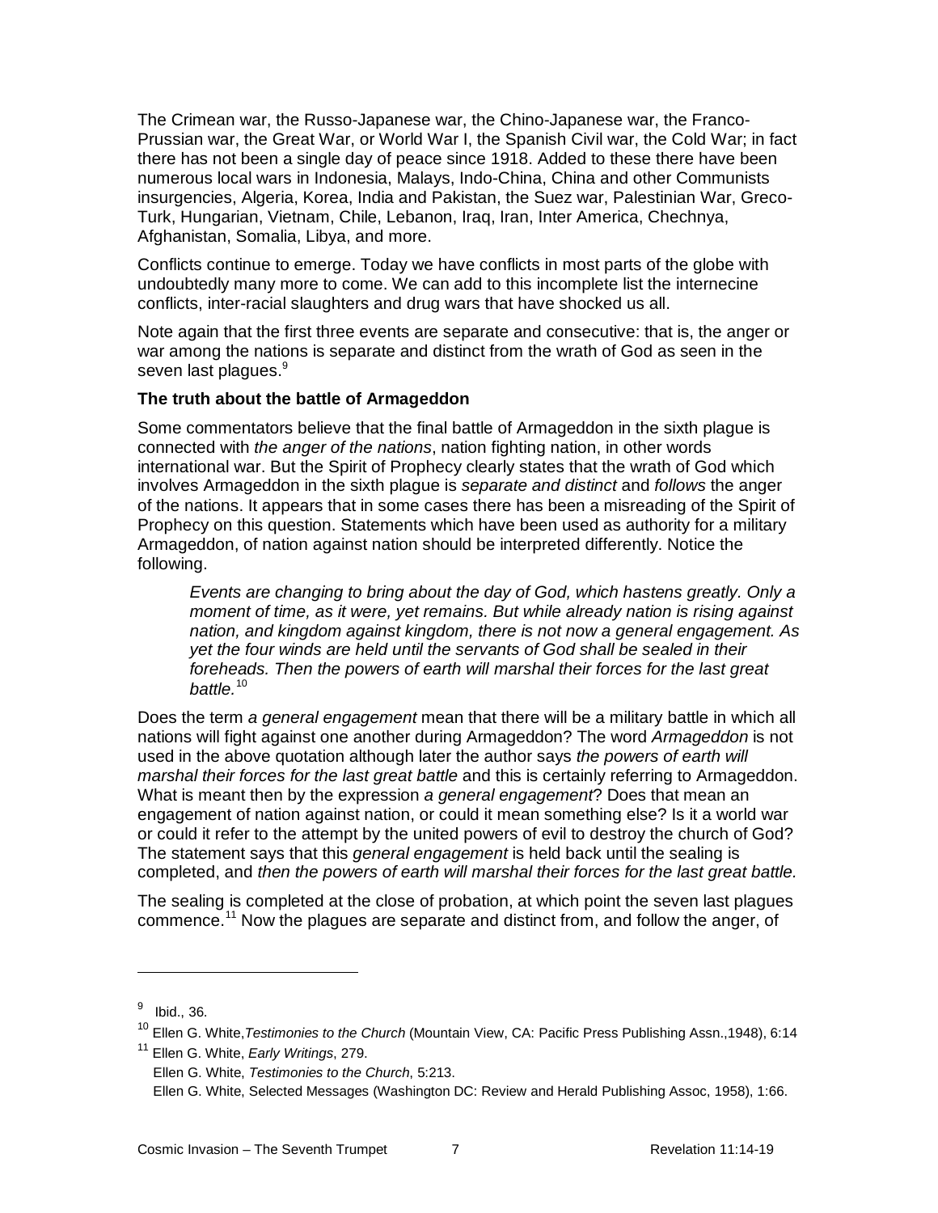The Crimean war, the Russo-Japanese war, the Chino-Japanese war, the Franco-Prussian war, the Great War, or World War I, the Spanish Civil war, the Cold War; in fact there has not been a single day of peace since 1918. Added to these there have been numerous local wars in Indonesia, Malays, Indo-China, China and other Communists insurgencies, Algeria, Korea, India and Pakistan, the Suez war, Palestinian War, Greco-Turk, Hungarian, Vietnam, Chile, Lebanon, Iraq, Iran, Inter America, Chechnya, Afghanistan, Somalia, Libya, and more.

Conflicts continue to emerge. Today we have conflicts in most parts of the globe with undoubtedly many more to come. We can add to this incomplete list the internecine conflicts, inter-racial slaughters and drug wars that have shocked us all.

Note again that the first three events are separate and consecutive: that is, the anger or war among the nations is separate and distinct from the wrath of God as seen in the seven last plagues.[9]

**The truth about the battle of Armageddon**

Some commentators believe that the final battle of Armageddon in the sixth plague is connected with *the anger of the nations*, nation fighting nation, in other words international war. But the Spirit of Prophecy clearly states that the wrath of God which involves Armageddon in the sixth plague is *separate and distinct* and *follows* the anger of the nations. It appears that in some cases there has been a misreading of the Spirit of Prophecy on this question. Statements which have been used as authority for a military Armageddon, of nation against nation should be interpreted differently. Notice the following.

> *Events are changing to bring about the day of God, which hastens greatly. Only a moment of time, as it were, yet remains. But while already nation is rising against nation, and kingdom against kingdom, there is not now a general engagement. As yet the four winds are held until the servants of God shall be sealed in their foreheads. Then the powers of earth will marshal their forces for the last great battle.*[10]

Does the term *a general engagement* mean that there will be a military battle in which all nations will fight against one another during Armageddon? The word *Armageddon* is not used in the above quotation although later the author says *the powers of earth will marshal their forces for the last great battle* and this is certainly referring to Armageddon. What is meant then by the expression *a general engagement*? Does that mean an engagement of nation against nation, or could it mean something else? Is it a world war or could it refer to the attempt by the united powers of evil to destroy the church of God? The statement says that this *general engagement* is held back until the sealing is completed, and *then the powers of earth will marshal their forces for the last great battle.*

The sealing is completed at the close of probation, at which point the seven last plagues commence.[11] Now the plagues are separate and distinct from, and follow the anger, of

---

[9] Ibid., 36.

[10] Ellen G. White, *Testimonies to the Church* (Mountain View, CA: Pacific Press Publishing Assn.,1948), 6:14

[11] Ellen G. White, *Early Writings*, 279.
Ellen G. White, *Testimonies to the Church*, 5:213.
Ellen G. White, Selected Messages (Washington DC: Review and Herald Publishing Assoc, 1958), 1:66.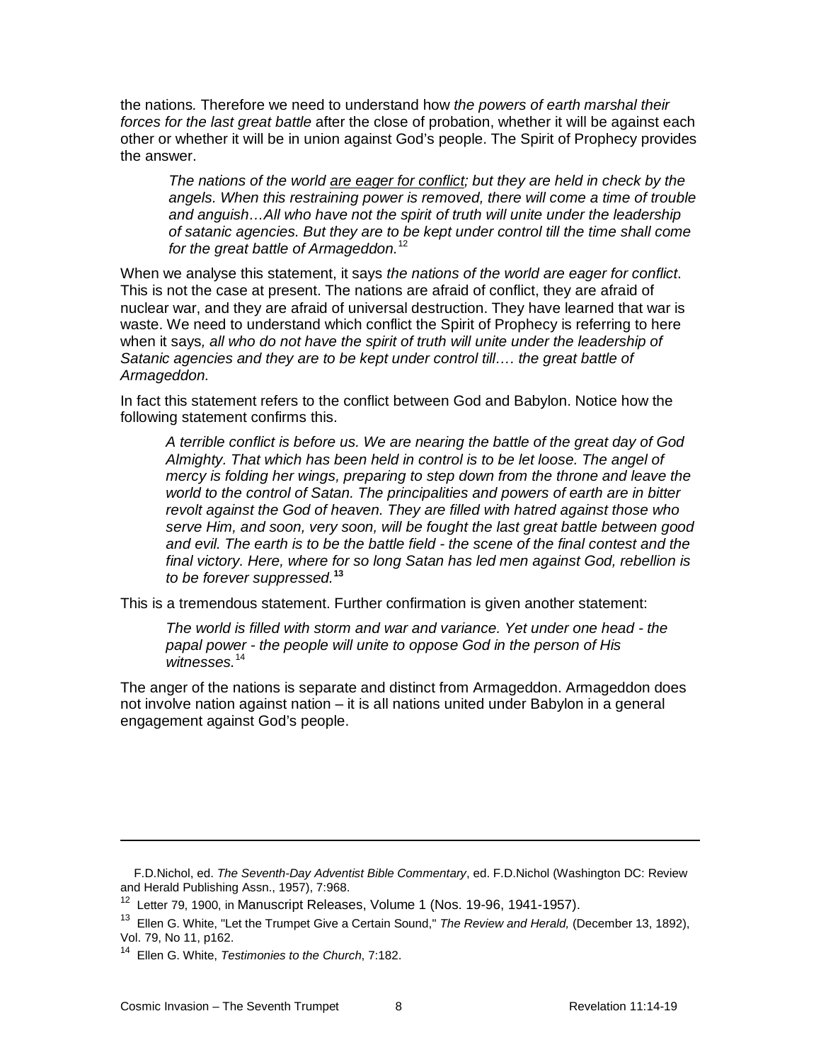the nations. Therefore we need to understand how *the powers of earth marshal their forces for the last great battle* after the close of probation, whether it will be against each other or whether it will be in union against God's people. The Spirit of Prophecy provides the answer.

> *The nations of the world <u>are eager for conflict</u>; but they are held in check by the angels. When this restraining power is removed, there will come a time of trouble and anguish…All who have not the spirit of truth will unite under the leadership of satanic agencies. But they are to be kept under control till the time shall come for the great battle of Armageddon.*[12]

When we analyse this statement, it says *the nations of the world are eager for conflict*. This is not the case at present. The nations are afraid of conflict, they are afraid of nuclear war, and they are afraid of universal destruction. They have learned that war is waste. We need to understand which conflict the Spirit of Prophecy is referring to here when it says*, all who do not have the spirit of truth will unite under the leadership of Satanic agencies and they are to be kept under control till…. the great battle of Armageddon.*

In fact this statement refers to the conflict between God and Babylon. Notice how the following statement confirms this.

> *A terrible conflict is before us. We are nearing the battle of the great day of God Almighty. That which has been held in control is to be let loose. The angel of mercy is folding her wings, preparing to step down from the throne and leave the world to the control of Satan. The principalities and powers of earth are in bitter revolt against the God of heaven. They are filled with hatred against those who serve Him, and soon, very soon, will be fought the last great battle between good and evil. The earth is to be the battle field - the scene of the final contest and the final victory. Here, where for so long Satan has led men against God, rebellion is to be forever suppressed.*[13]

This is a tremendous statement. Further confirmation is given another statement:

> *The world is filled with storm and war and variance. Yet under one head - the papal power - the people will unite to oppose God in the person of His witnesses.*[14]

The anger of the nations is separate and distinct from Armageddon. Armageddon does not involve nation against nation – it is all nations united under Babylon in a general engagement against God's people.

---

F.D.Nichol, ed. *The Seventh-Day Adventist Bible Commentary*, ed. F.D.Nichol (Washington DC: Review and Herald Publishing Assn., 1957), 7:968.

[12] Letter 79, 1900, in Manuscript Releases, Volume 1 (Nos. 19-96, 1941-1957).

[13] Ellen G. White, "Let the Trumpet Give a Certain Sound," *The Review and Herald,* (December 13, 1892), Vol. 79, No 11, p162.

[14] Ellen G. White, *Testimonies to the Church*, 7:182.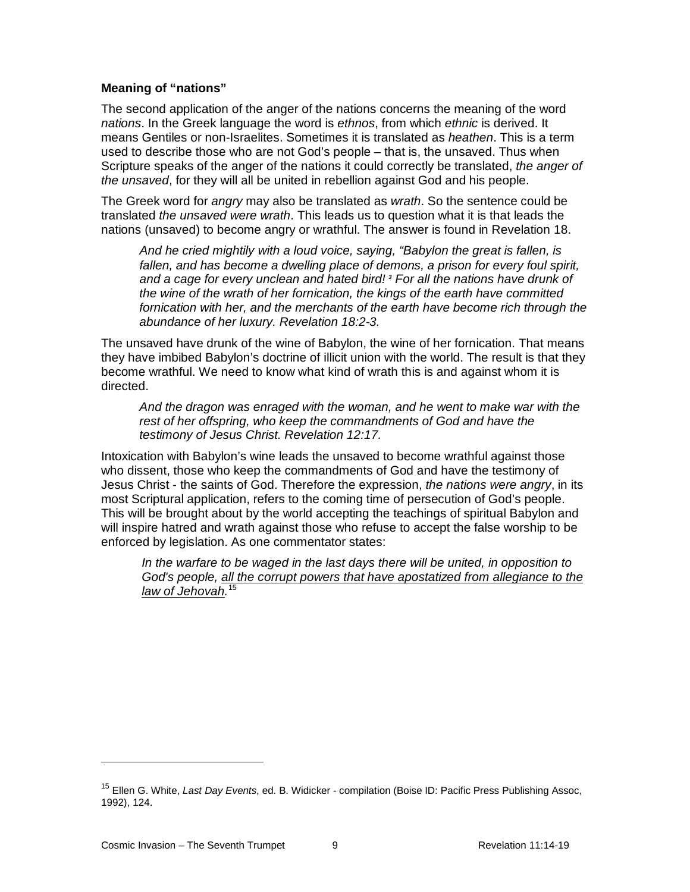**Meaning of "nations"**

The second application of the anger of the nations concerns the meaning of the word *nations*. In the Greek language the word is *ethnos*, from which *ethnic* is derived. It means Gentiles or non-Israelites. Sometimes it is translated as *heathen*. This is a term used to describe those who are not God's people – that is, the unsaved. Thus when Scripture speaks of the anger of the nations it could correctly be translated, *the anger of the unsaved*, for they will all be united in rebellion against God and his people.

The Greek word for *angry* may also be translated as *wrath*. So the sentence could be translated *the unsaved were wrath*. This leads us to question what it is that leads the nations (unsaved) to become angry or wrathful. The answer is found in Revelation 18.

> *And he cried mightily with a loud voice, saying, "Babylon the great is fallen, is fallen, and has become a dwelling place of demons, a prison for every foul spirit, and a cage for every unclean and hated bird! ³ For all the nations have drunk of the wine of the wrath of her fornication, the kings of the earth have committed fornication with her, and the merchants of the earth have become rich through the abundance of her luxury. Revelation 18:2-3.*

The unsaved have drunk of the wine of Babylon, the wine of her fornication. That means they have imbibed Babylon's doctrine of illicit union with the world. The result is that they become wrathful. We need to know what kind of wrath this is and against whom it is directed.

> *And the dragon was enraged with the woman, and he went to make war with the rest of her offspring, who keep the commandments of God and have the testimony of Jesus Christ. Revelation 12:17.*

Intoxication with Babylon's wine leads the unsaved to become wrathful against those who dissent, those who keep the commandments of God and have the testimony of Jesus Christ - the saints of God. Therefore the expression, *the nations were angry*, in its most Scriptural application, refers to the coming time of persecution of God's people. This will be brought about by the world accepting the teachings of spiritual Babylon and will inspire hatred and wrath against those who refuse to accept the false worship to be enforced by legislation. As one commentator states:

> *In the warfare to be waged in the last days there will be united, in opposition to God's people, <u>all the corrupt powers that have apostatized from allegiance to the law of Jehovah.</u>*[15]

---

[15] Ellen G. White, *Last Day Events*, ed. B. Widicker - compilation (Boise ID: Pacific Press Publishing Assoc, 1992), 124.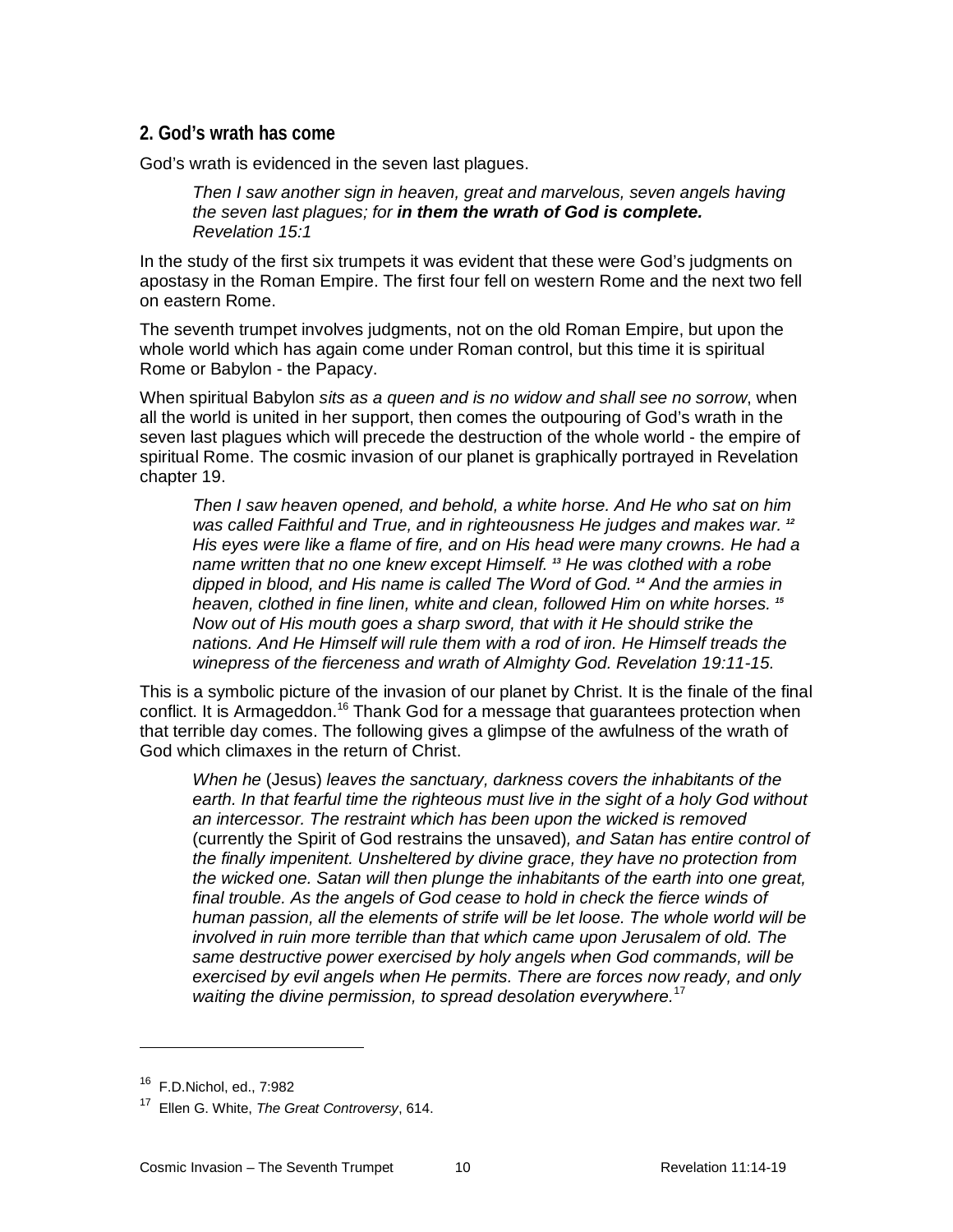## 2. God's wrath has come

God's wrath is evidenced in the seven last plagues.

> *Then I saw another sign in heaven, great and marvelous, seven angels having the seven last plagues; for* ***in them the wrath of God is complete.*** *Revelation 15:1*

In the study of the first six trumpets it was evident that these were God's judgments on apostasy in the Roman Empire. The first four fell on western Rome and the next two fell on eastern Rome.

The seventh trumpet involves judgments, not on the old Roman Empire, but upon the whole world which has again come under Roman control, but this time it is spiritual Rome or Babylon - the Papacy.

When spiritual Babylon *sits as a queen and is no widow and shall see no sorrow*, when all the world is united in her support, then comes the outpouring of God's wrath in the seven last plagues which will precede the destruction of the whole world - the empire of spiritual Rome. The cosmic invasion of our planet is graphically portrayed in Revelation chapter 19.

> *Then I saw heaven opened, and behold, a white horse. And He who sat on him was called Faithful and True, and in righteousness He judges and makes war.* [12] *His eyes were like a flame of fire, and on His head were many crowns. He had a name written that no one knew except Himself.* [13] *He was clothed with a robe dipped in blood, and His name is called The Word of God.* [14] *And the armies in heaven, clothed in fine linen, white and clean, followed Him on white horses.* [15] *Now out of His mouth goes a sharp sword, that with it He should strike the nations. And He Himself will rule them with a rod of iron. He Himself treads the winepress of the fierceness and wrath of Almighty God. Revelation 19:11-15.*

This is a symbolic picture of the invasion of our planet by Christ. It is the finale of the final conflict. It is Armageddon.[16] Thank God for a message that guarantees protection when that terrible day comes. The following gives a glimpse of the awfulness of the wrath of God which climaxes in the return of Christ.

> *When he* (Jesus) *leaves the sanctuary, darkness covers the inhabitants of the earth. In that fearful time the righteous must live in the sight of a holy God without an intercessor. The restraint which has been upon the wicked is removed* (currently the Spirit of God restrains the unsaved)*, and Satan has entire control of the finally impenitent. Unsheltered by divine grace, they have no protection from the wicked one. Satan will then plunge the inhabitants of the earth into one great, final trouble. As the angels of God cease to hold in check the fierce winds of human passion, all the elements of strife will be let loose. The whole world will be involved in ruin more terrible than that which came upon Jerusalem of old. The same destructive power exercised by holy angels when God commands, will be exercised by evil angels when He permits. There are forces now ready, and only waiting the divine permission, to spread desolation everywhere.*[17]

---

[16] F.D.Nichol, ed., 7:982

[17] Ellen G. White, *The Great Controversy*, 614.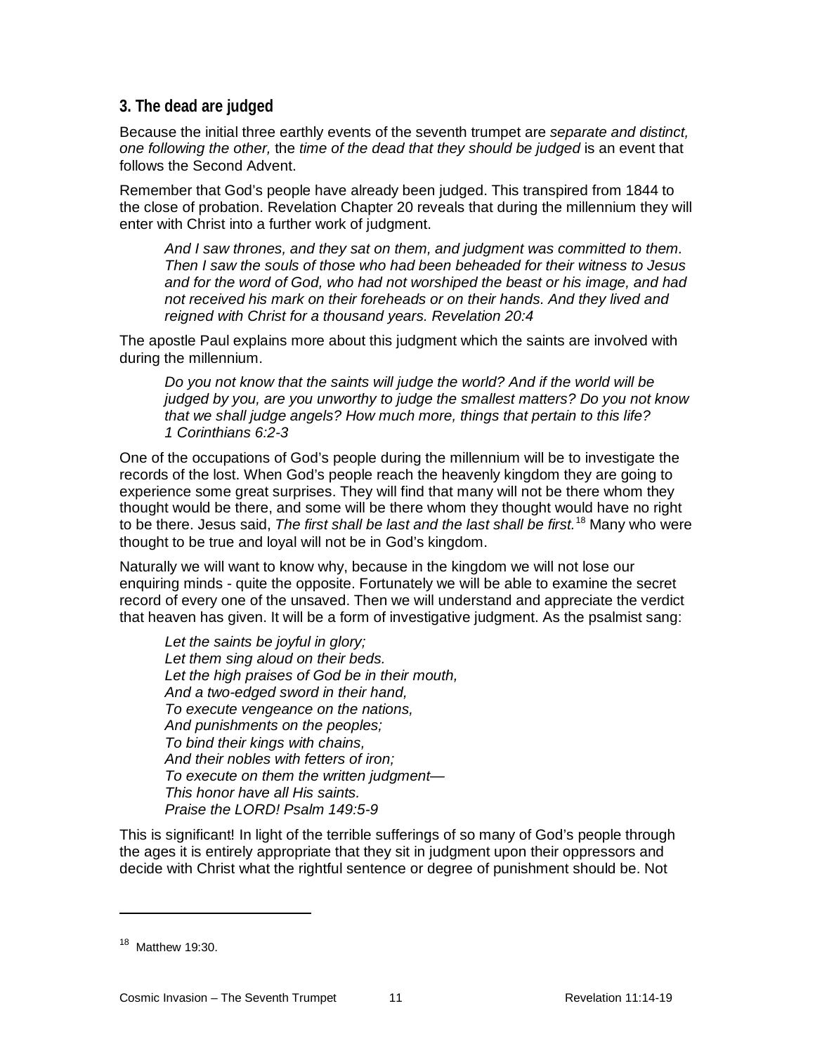### 3. The dead are judged

Because the initial three earthly events of the seventh trumpet are *separate and distinct, one following the other,* the *time of the dead that they should be judged* is an event that follows the Second Advent.

Remember that God's people have already been judged. This transpired from 1844 to the close of probation. Revelation Chapter 20 reveals that during the millennium they will enter with Christ into a further work of judgment.

> *And I saw thrones, and they sat on them, and judgment was committed to them. Then I saw the souls of those who had been beheaded for their witness to Jesus and for the word of God, who had not worshiped the beast or his image, and had not received his mark on their foreheads or on their hands. And they lived and reigned with Christ for a thousand years. Revelation 20:4*

The apostle Paul explains more about this judgment which the saints are involved with during the millennium.

> *Do you not know that the saints will judge the world? And if the world will be judged by you, are you unworthy to judge the smallest matters? Do you not know that we shall judge angels? How much more, things that pertain to this life? 1 Corinthians 6:2-3*

One of the occupations of God's people during the millennium will be to investigate the records of the lost. When God's people reach the heavenly kingdom they are going to experience some great surprises. They will find that many will not be there whom they thought would be there, and some will be there whom they thought would have no right to be there. Jesus said, *The first shall be last and the last shall be first.*[18] Many who were thought to be true and loyal will not be in God's kingdom.

Naturally we will want to know why, because in the kingdom we will not lose our enquiring minds - quite the opposite. Fortunately we will be able to examine the secret record of every one of the unsaved. Then we will understand and appreciate the verdict that heaven has given. It will be a form of investigative judgment. As the psalmist sang:

> *Let the saints be joyful in glory;*
> *Let them sing aloud on their beds.*
> *Let the high praises of God be in their mouth,*
> *And a two-edged sword in their hand,*
> *To execute vengeance on the nations,*
> *And punishments on the peoples;*
> *To bind their kings with chains,*
> *And their nobles with fetters of iron;*
> *To execute on them the written judgment—*
> *This honor have all His saints.*
> *Praise the LORD! Psalm 149:5-9*

This is significant! In light of the terrible sufferings of so many of God's people through the ages it is entirely appropriate that they sit in judgment upon their oppressors and decide with Christ what the rightful sentence or degree of punishment should be. Not

---

[18] Matthew 19:30.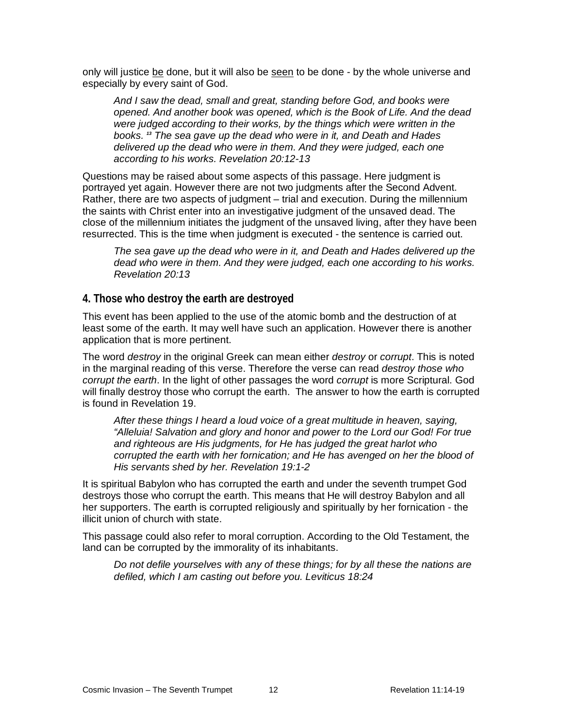only will justice <u>be</u> done, but it will also be <u>seen</u> to be done - by the whole universe and especially by every saint of God.

> *And I saw the dead, small and great, standing before God, and books were opened. And another book was opened, which is the Book of Life. And the dead were judged according to their works, by the things which were written in the books. [13] The sea gave up the dead who were in it, and Death and Hades delivered up the dead who were in them. And they were judged, each one according to his works. Revelation 20:12-13*

Questions may be raised about some aspects of this passage. Here judgment is portrayed yet again. However there are not two judgments after the Second Advent. Rather, there are two aspects of judgment – trial and execution. During the millennium the saints with Christ enter into an investigative judgment of the unsaved dead. The close of the millennium initiates the judgment of the unsaved living, after they have been resurrected. This is the time when judgment is executed - the sentence is carried out.

> *The sea gave up the dead who were in it, and Death and Hades delivered up the dead who were in them. And they were judged, each one according to his works. Revelation 20:13*

### 4. Those who destroy the earth are destroyed

This event has been applied to the use of the atomic bomb and the destruction of at least some of the earth. It may well have such an application. However there is another application that is more pertinent.

The word *destroy* in the original Greek can mean either *destroy* or *corrupt*. This is noted in the marginal reading of this verse. Therefore the verse can read *destroy those who corrupt the earth*. In the light of other passages the word *corrupt* is more Scriptural. God will finally destroy those who corrupt the earth. The answer to how the earth is corrupted is found in Revelation 19.

> *After these things I heard a loud voice of a great multitude in heaven, saying, "Alleluia! Salvation and glory and honor and power to the Lord our God! For true and righteous are His judgments, for He has judged the great harlot who corrupted the earth with her fornication; and He has avenged on her the blood of His servants shed by her. Revelation 19:1-2*

It is spiritual Babylon who has corrupted the earth and under the seventh trumpet God destroys those who corrupt the earth. This means that He will destroy Babylon and all her supporters. The earth is corrupted religiously and spiritually by her fornication - the illicit union of church with state.

This passage could also refer to moral corruption. According to the Old Testament, the land can be corrupted by the immorality of its inhabitants.

> *Do not defile yourselves with any of these things; for by all these the nations are defiled, which I am casting out before you. Leviticus 18:24*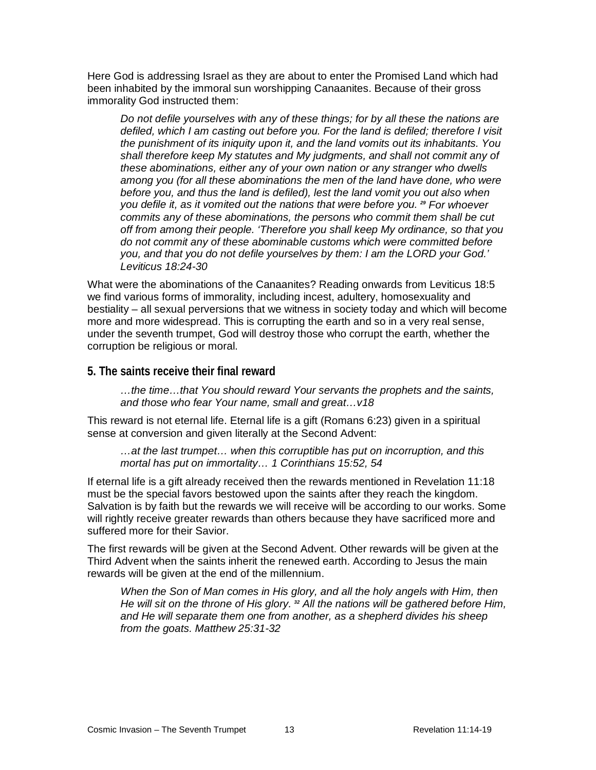Here God is addressing Israel as they are about to enter the Promised Land which had been inhabited by the immoral sun worshipping Canaanites. Because of their gross immorality God instructed them:

> *Do not defile yourselves with any of these things; for by all these the nations are defiled, which I am casting out before you. For the land is defiled; therefore I visit the punishment of its iniquity upon it, and the land vomits out its inhabitants. You shall therefore keep My statutes and My judgments, and shall not commit any of these abominations, either any of your own nation or any stranger who dwells among you (for all these abominations the men of the land have done, who were before you, and thus the land is defiled), lest the land vomit you out also when you defile it, as it vomited out the nations that were before you. [29] For whoever commits any of these abominations, the persons who commit them shall be cut off from among their people. 'Therefore you shall keep My ordinance, so that you do not commit any of these abominable customs which were committed before you, and that you do not defile yourselves by them: I am the LORD your God.' Leviticus 18:24-30*

What were the abominations of the Canaanites? Reading onwards from Leviticus 18:5 we find various forms of immorality, including incest, adultery, homosexuality and bestiality – all sexual perversions that we witness in society today and which will become more and more widespread. This is corrupting the earth and so in a very real sense, under the seventh trumpet, God will destroy those who corrupt the earth, whether the corruption be religious or moral.

## 5. The saints receive their final reward

> *…the time…that You should reward Your servants the prophets and the saints, and those who fear Your name, small and great…v18*

This reward is not eternal life. Eternal life is a gift (Romans 6:23) given in a spiritual sense at conversion and given literally at the Second Advent:

> *…at the last trumpet… when this corruptible has put on incorruption, and this mortal has put on immortality… 1 Corinthians 15:52, 54*

If eternal life is a gift already received then the rewards mentioned in Revelation 11:18 must be the special favors bestowed upon the saints after they reach the kingdom. Salvation is by faith but the rewards we will receive will be according to our works. Some will rightly receive greater rewards than others because they have sacrificed more and suffered more for their Savior.

The first rewards will be given at the Second Advent. Other rewards will be given at the Third Advent when the saints inherit the renewed earth. According to Jesus the main rewards will be given at the end of the millennium.

> *When the Son of Man comes in His glory, and all the holy angels with Him, then He will sit on the throne of His glory. [32] All the nations will be gathered before Him, and He will separate them one from another, as a shepherd divides his sheep from the goats. Matthew 25:31-32*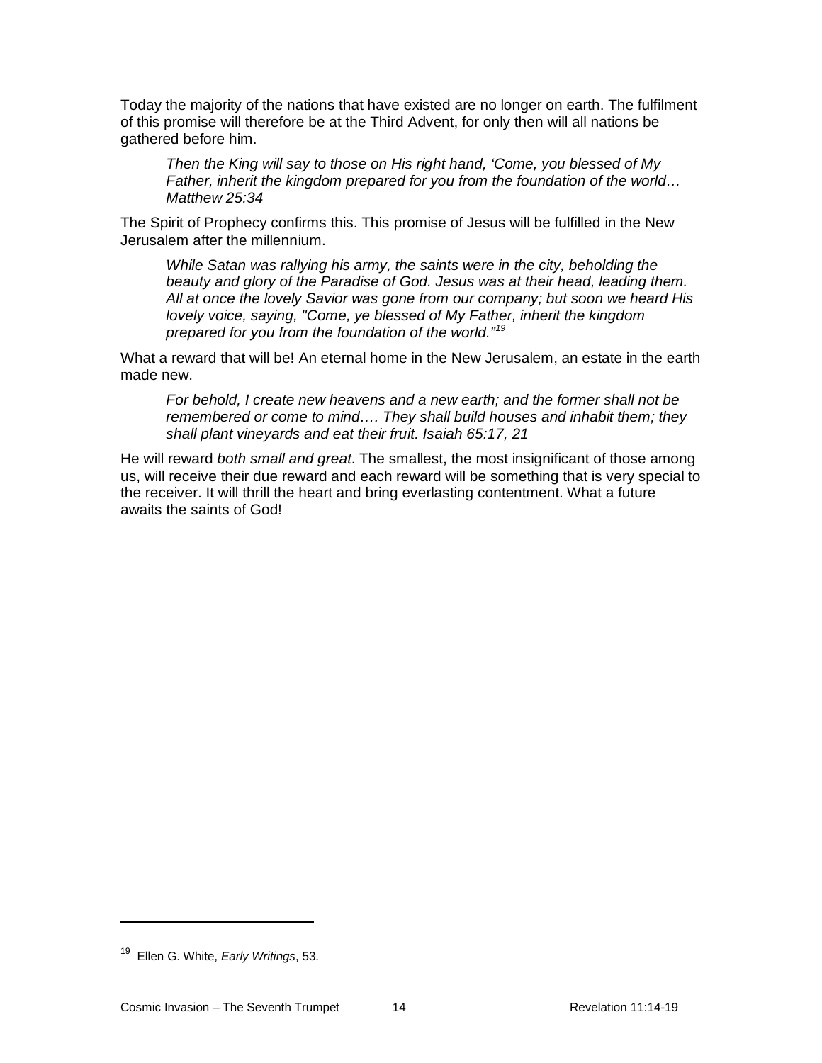Today the majority of the nations that have existed are no longer on earth. The fulfilment of this promise will therefore be at the Third Advent, for only then will all nations be gathered before him.

> *Then the King will say to those on His right hand, 'Come, you blessed of My Father, inherit the kingdom prepared for you from the foundation of the world… Matthew 25:34*

The Spirit of Prophecy confirms this. This promise of Jesus will be fulfilled in the New Jerusalem after the millennium.

> *While Satan was rallying his army, the saints were in the city, beholding the beauty and glory of the Paradise of God. Jesus was at their head, leading them. All at once the lovely Savior was gone from our company; but soon we heard His lovely voice, saying, "Come, ye blessed of My Father, inherit the kingdom prepared for you from the foundation of the world."*[19]

What a reward that will be! An eternal home in the New Jerusalem, an estate in the earth made new.

> *For behold, I create new heavens and a new earth; and the former shall not be remembered or come to mind…. They shall build houses and inhabit them; they shall plant vineyards and eat their fruit. Isaiah 65:17, 21*

He will reward *both small and great*. The smallest, the most insignificant of those among us, will receive their due reward and each reward will be something that is very special to the receiver. It will thrill the heart and bring everlasting contentment. What a future awaits the saints of God!

---

[19] Ellen G. White, *Early Writings*, 53.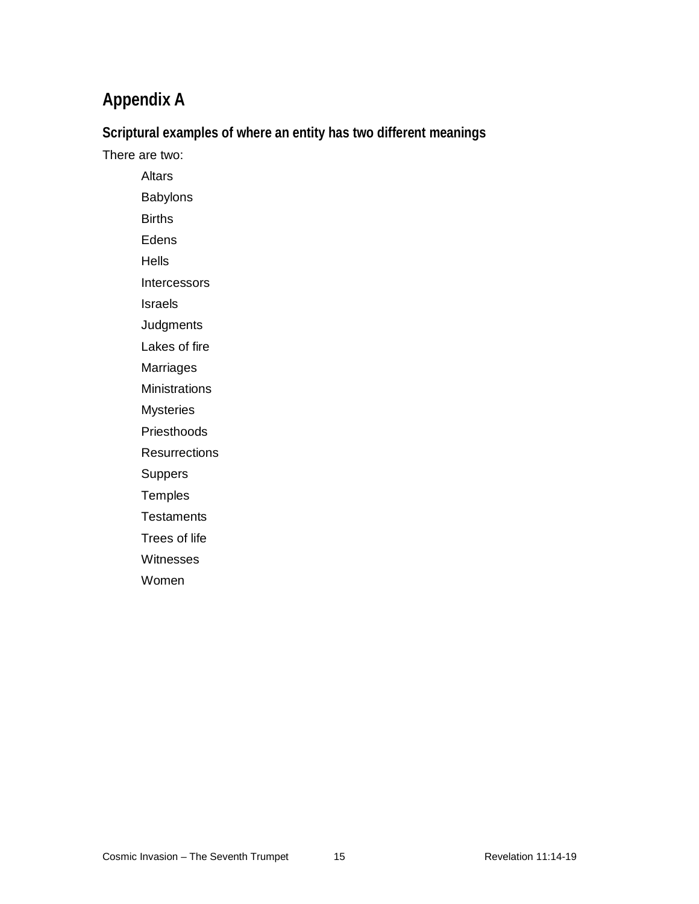# Appendix A

## Scriptural examples of where an entity has two different meanings

There are two:

- Altars
- Babylons
- Births
- Edens
- Hells
- Intercessors
- Israels
- Judgments
- Lakes of fire
- Marriages
- Ministrations
- Mysteries
- Priesthoods
- Resurrections
- Suppers
- Temples
- Testaments
- Trees of life
- Witnesses
- Women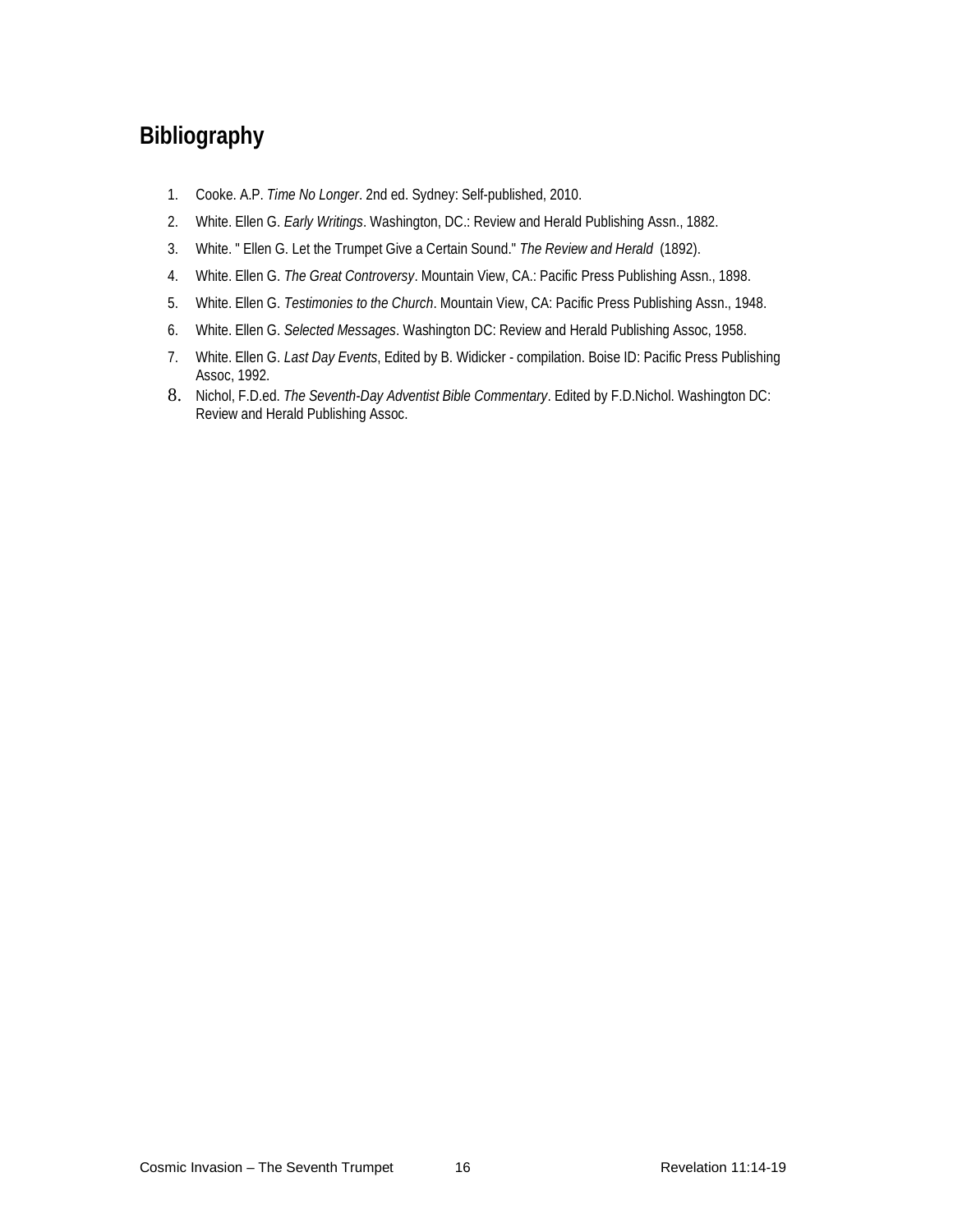## Bibliography

1. Cooke. A.P. *Time No Longer*. 2nd ed. Sydney: Self-published, 2010.
2. White. Ellen G. *Early Writings*. Washington, DC.: Review and Herald Publishing Assn., 1882.
3. White. " Ellen G. Let the Trumpet Give a Certain Sound." *The Review and Herald* (1892).
4. White. Ellen G. *The Great Controversy*. Mountain View, CA.: Pacific Press Publishing Assn., 1898.
5. White. Ellen G. *Testimonies to the Church*. Mountain View, CA: Pacific Press Publishing Assn., 1948.
6. White. Ellen G. *Selected Messages*. Washington DC: Review and Herald Publishing Assoc, 1958.
7. White. Ellen G. *Last Day Events*, Edited by B. Widicker - compilation. Boise ID: Pacific Press Publishing Assoc, 1992.
8. Nichol, F.D.ed. *The Seventh-Day Adventist Bible Commentary*. Edited by F.D.Nichol. Washington DC: Review and Herald Publishing Assoc.